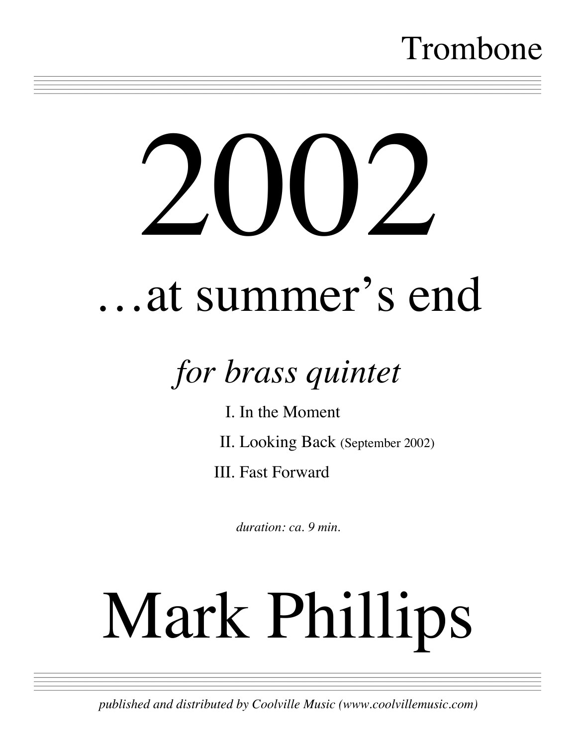Trombone

# 2002

## …at summer's end

### *for brass quintet*

I. In the Moment

II. Looking Back (September 2002)

III. Fast Forward

*duration: ca. 9 min.*

# Mark Phillips

*published and distributed by Coolville Music (www.coolvillemusic.com)*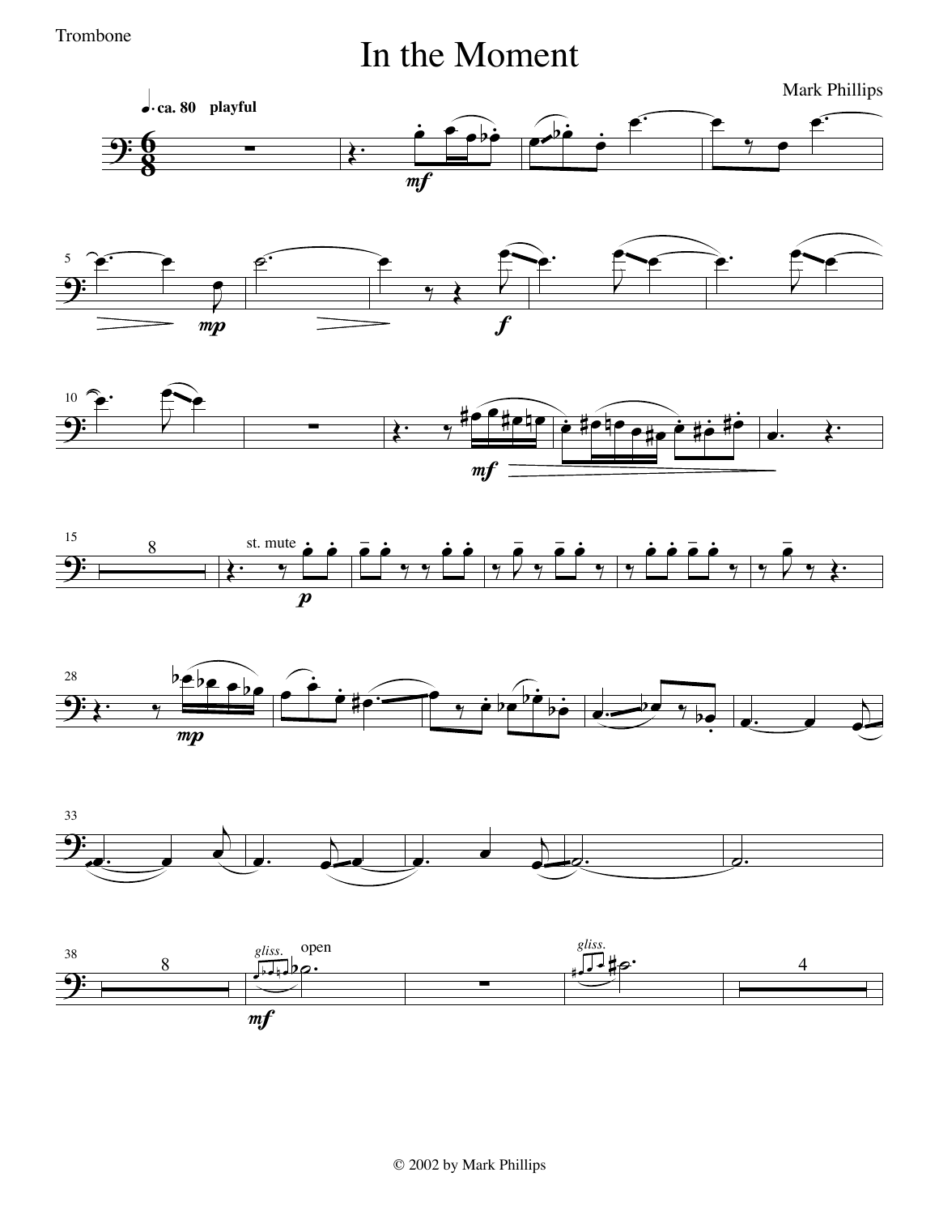Trombone

# In the Moment

Mark Phillips

© 2002 by Mark Phillips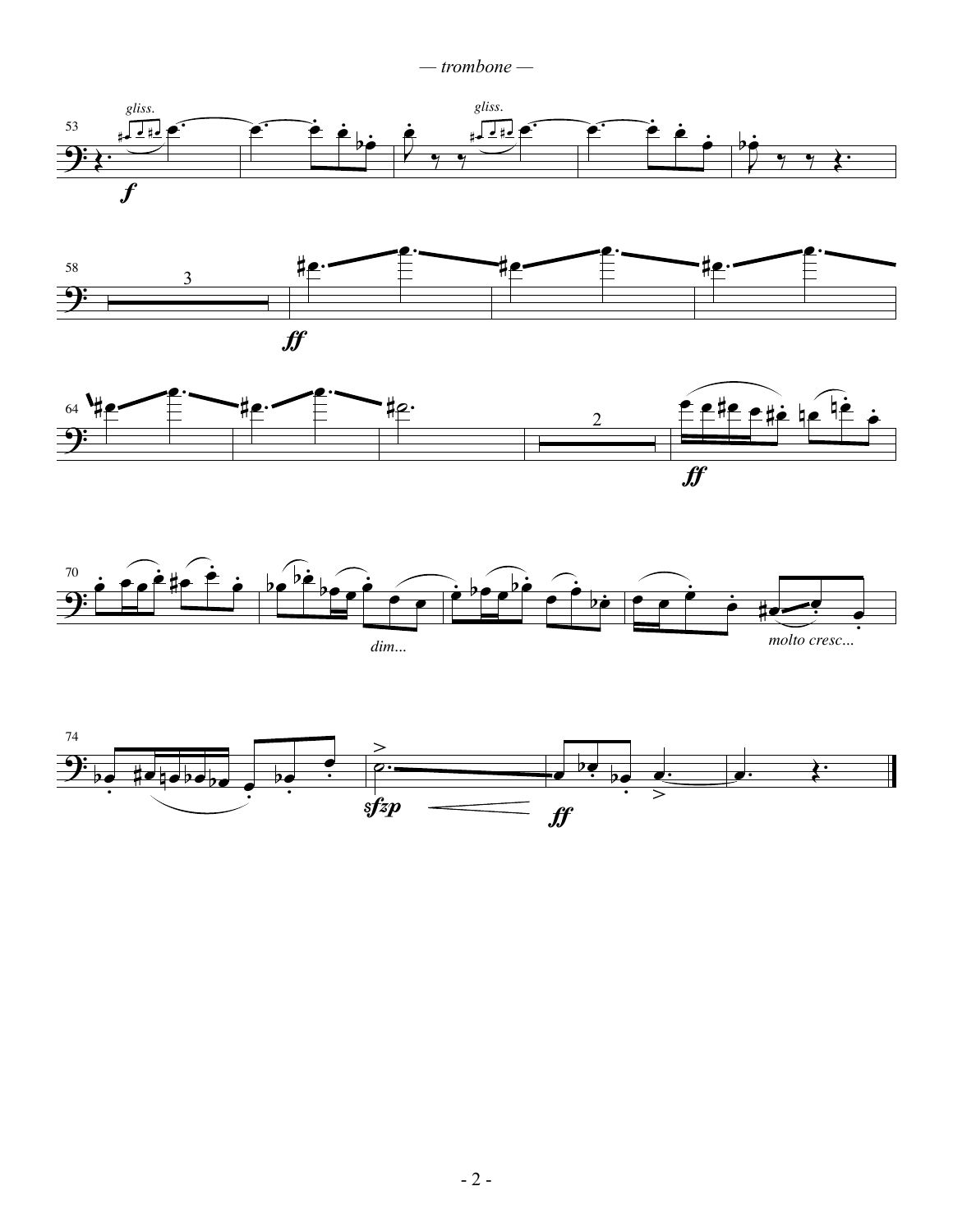*— trombone —*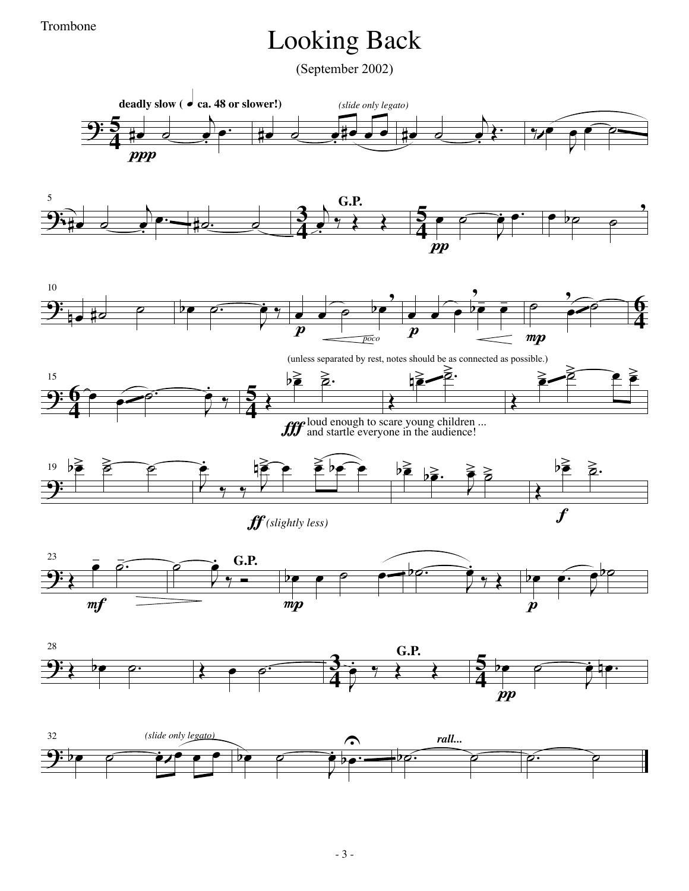Trombone

# Looking Back

(September 2002)

**deadly slow** (♩ ca. 48 or slower!)

*(slide only legato)*

*ppp*

**G.P.**

*pp*

*p* *poco* *p* *mp*

(unless separated by rest, notes should be as connected as possible.)

*fff* loud enough to scare young children ... and startle everyone in the audience!

*ff* *(slightly less)*

*f*

*mf*

**G.P.**

*mp*

*p*

**G.P.**

*pp*

*(slide only legato)*

*rall...*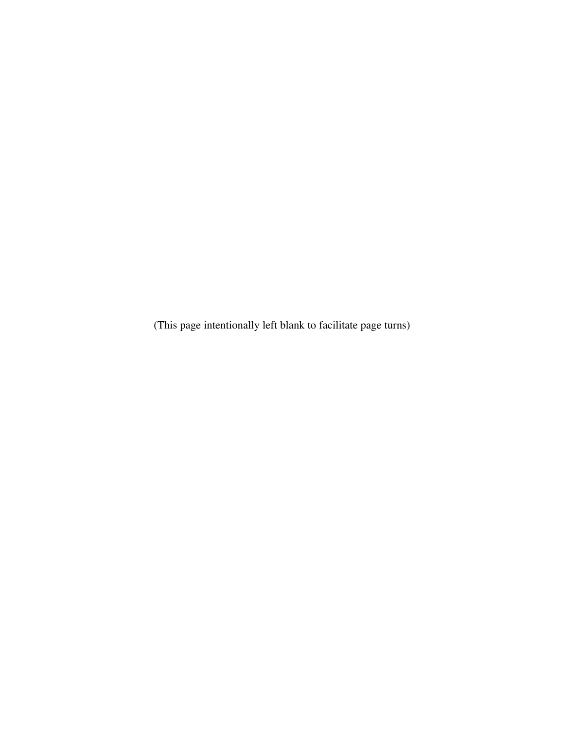(This page intentionally left blank to facilitate page turns)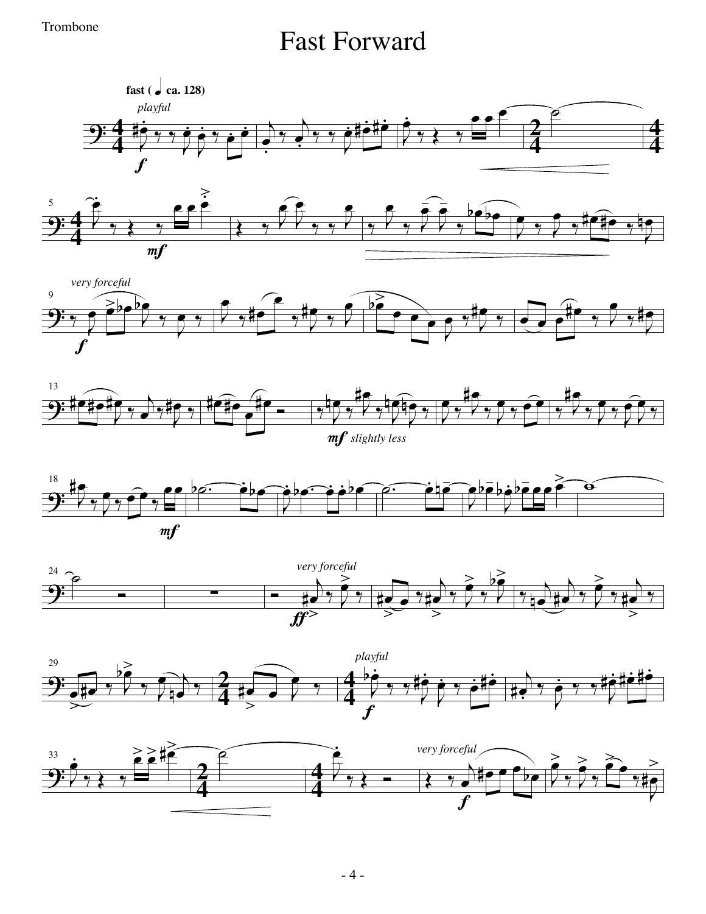Trombone

# Fast Forward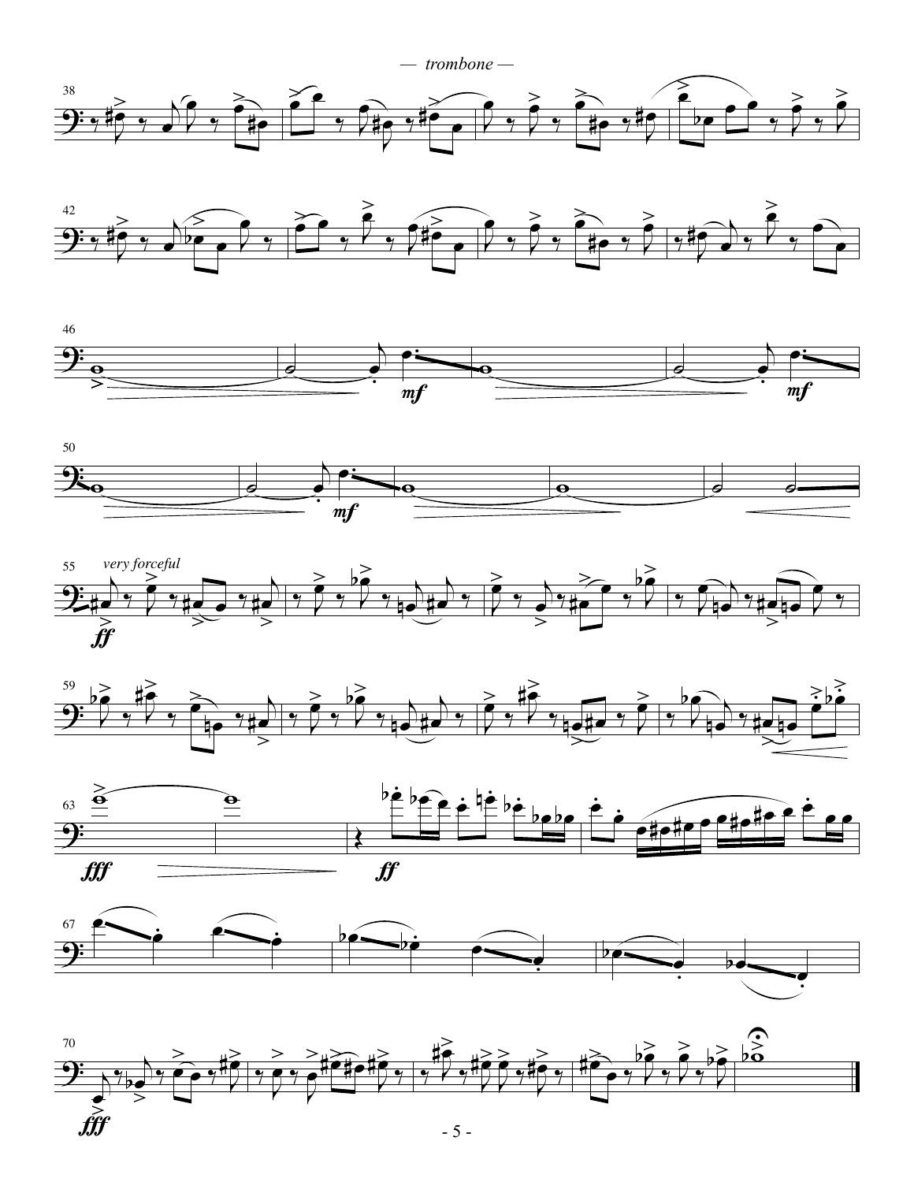— *trombone* —

*very forceful*